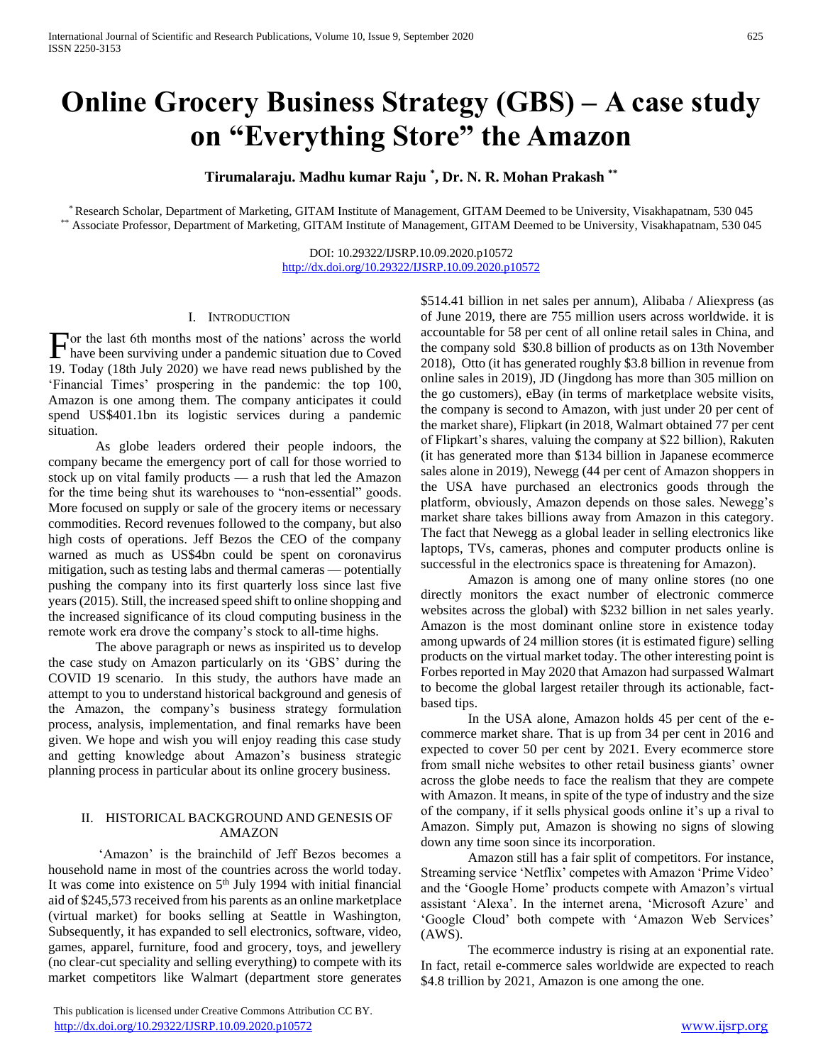# Online Grocery Business Strategy (GBS) – A case study on "Everything Store" the Amazon

**Tirumalaraju. Madhu kumar Raju [*], Dr. N. R. Mohan Prakash [**]**

[*] Research Scholar, Department of Marketing, GITAM Institute of Management, GITAM Deemed to be University, Visakhapatnam, 530 045
[**] Associate Professor, Department of Marketing, GITAM Institute of Management, GITAM Deemed to be University, Visakhapatnam, 530 045

DOI: 10.29322/IJSRP.10.09.2020.p10572
http://dx.doi.org/10.29322/IJSRP.10.09.2020.p10572

## I. Introduction

For the last 6th months most of the nations' across the world have been surviving under a pandemic situation due to Coved 19. Today (18th July 2020) we have read news published by the 'Financial Times' prospering in the pandemic: the top 100, Amazon is one among them. The company anticipates it could spend US$401.1bn its logistic services during a pandemic situation.

As globe leaders ordered their people indoors, the company became the emergency port of call for those worried to stock up on vital family products — a rush that led the Amazon for the time being shut its warehouses to "non-essential" goods. More focused on supply or sale of the grocery items or necessary commodities. Record revenues followed to the company, but also high costs of operations. Jeff Bezos the CEO of the company warned as much as US$4bn could be spent on coronavirus mitigation, such as testing labs and thermal cameras — potentially pushing the company into its first quarterly loss since last five years (2015). Still, the increased speed shift to online shopping and the increased significance of its cloud computing business in the remote work era drove the company's stock to all-time highs.

The above paragraph or news as inspirited us to develop the case study on Amazon particularly on its 'GBS' during the COVID 19 scenario. In this study, the authors have made an attempt to you to understand historical background and genesis of the Amazon, the company's business strategy formulation process, analysis, implementation, and final remarks have been given. We hope and wish you will enjoy reading this case study and getting knowledge about Amazon's business strategic planning process in particular about its online grocery business.

## II. Historical Background and Genesis of Amazon

'Amazon' is the brainchild of Jeff Bezos becomes a household name in most of the countries across the world today. It was come into existence on 5th July 1994 with initial financial aid of $245,573 received from his parents as an online marketplace (virtual market) for books selling at Seattle in Washington, Subsequently, it has expanded to sell electronics, software, video, games, apparel, furniture, food and grocery, toys, and jewellery (no clear-cut speciality and selling everything) to compete with its market competitors like Walmart (department store generates $514.41 billion in net sales per annum), Alibaba / Aliexpress (as of June 2019, there are 755 million users across worldwide. it is accountable for 58 per cent of all online retail sales in China, and the company sold $30.8 billion of products as on 13th November 2018), Otto (it has generated roughly $3.8 billion in revenue from online sales in 2019), JD (Jingdong has more than 305 million on the go customers), eBay (in terms of marketplace website visits, the company is second to Amazon, with just under 20 per cent of the market share), Flipkart (in 2018, Walmart obtained 77 per cent of Flipkart's shares, valuing the company at $22 billion), Rakuten (it has generated more than $134 billion in Japanese ecommerce sales alone in 2019), Newegg (44 per cent of Amazon shoppers in the USA have purchased an electronics goods through the platform, obviously, Amazon depends on those sales. Newegg's market share takes billions away from Amazon in this category. The fact that Newegg as a global leader in selling electronics like laptops, TVs, cameras, phones and computer products online is successful in the electronics space is threatening for Amazon).

Amazon is among one of many online stores (no one directly monitors the exact number of electronic commerce websites across the global) with $232 billion in net sales yearly. Amazon is the most dominant online store in existence today among upwards of 24 million stores (it is estimated figure) selling products on the virtual market today. The other interesting point is Forbes reported in May 2020 that Amazon had surpassed Walmart to become the global largest retailer through its actionable, fact-based tips.

In the USA alone, Amazon holds 45 per cent of the e-commerce market share. That is up from 34 per cent in 2016 and expected to cover 50 per cent by 2021. Every ecommerce store from small niche websites to other retail business giants' owner across the globe needs to face the realism that they are compete with Amazon. It means, in spite of the type of industry and the size of the company, if it sells physical goods online it's up a rival to Amazon. Simply put, Amazon is showing no signs of slowing down any time soon since its incorporation.

Amazon still has a fair split of competitors. For instance, Streaming service 'Netflix' competes with Amazon 'Prime Video' and the 'Google Home' products compete with Amazon's virtual assistant 'Alexa'. In the internet arena, 'Microsoft Azure' and 'Google Cloud' both compete with 'Amazon Web Services' (AWS).

The ecommerce industry is rising at an exponential rate. In fact, retail e-commerce sales worldwide are expected to reach $4.8 trillion by 2021, Amazon is one among the one.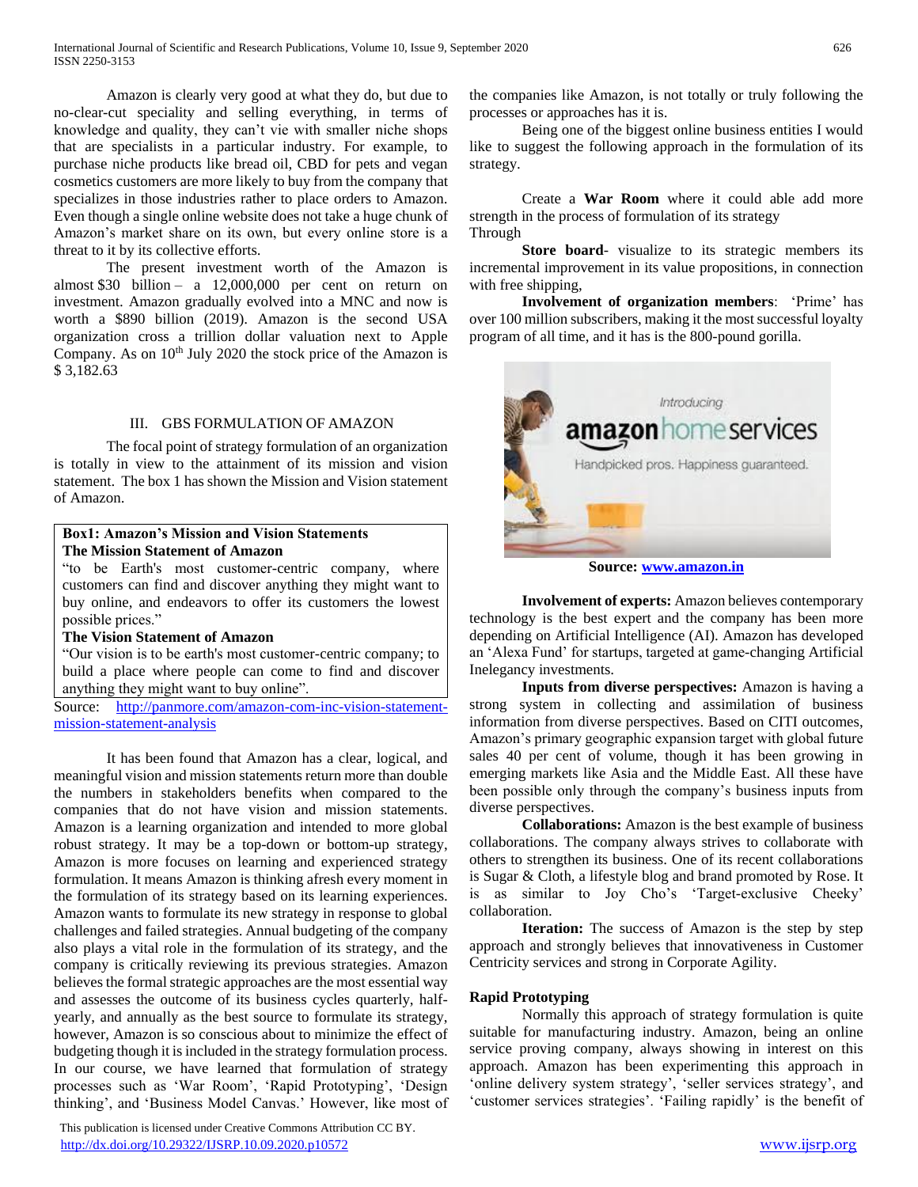Amazon is clearly very good at what they do, but due to no-clear-cut speciality and selling everything, in terms of knowledge and quality, they can't vie with smaller niche shops that are specialists in a particular industry. For example, to purchase niche products like bread oil, CBD for pets and vegan cosmetics customers are more likely to buy from the company that specializes in those industries rather to place orders to Amazon. Even though a single online website does not take a huge chunk of Amazon's market share on its own, but every online store is a threat to it by its collective efforts.

The present investment worth of the Amazon is almost $30 billion – a 12,000,000 per cent on return on investment. Amazon gradually evolved into a MNC and now is worth a $890 billion (2019). Amazon is the second USA organization cross a trillion dollar valuation next to Apple Company. As on 10th July 2020 the stock price of the Amazon is $ 3,182.63

## III. GBS FORMULATION OF AMAZON

The focal point of strategy formulation of an organization is totally in view to the attainment of its mission and vision statement. The box 1 has shown the Mission and Vision statement of Amazon.

> **Box1: Amazon's Mission and Vision Statements**
>
> **The Mission Statement of Amazon**
>
> "to be Earth's most customer-centric company, where customers can find and discover anything they might want to buy online, and endeavors to offer its customers the lowest possible prices."
>
> **The Vision Statement of Amazon**
>
> "Our vision is to be earth's most customer-centric company; to build a place where people can come to find and discover anything they might want to buy online".

Source: http://panmore.com/amazon-com-inc-vision-statement-mission-statement-analysis

It has been found that Amazon has a clear, logical, and meaningful vision and mission statements return more than double the numbers in stakeholders benefits when compared to the companies that do not have vision and mission statements. Amazon is a learning organization and intended to more global robust strategy. It may be a top-down or bottom-up strategy, Amazon is more focuses on learning and experienced strategy formulation. It means Amazon is thinking afresh every moment in the formulation of its strategy based on its learning experiences. Amazon wants to formulate its new strategy in response to global challenges and failed strategies. Annual budgeting of the company also plays a vital role in the formulation of its strategy, and the company is critically reviewing its previous strategies. Amazon believes the formal strategic approaches are the most essential way and assesses the outcome of its business cycles quarterly, half-yearly, and annually as the best source to formulate its strategy, however, Amazon is so conscious about to minimize the effect of budgeting though it is included in the strategy formulation process. In our course, we have learned that formulation of strategy processes such as 'War Room', 'Rapid Prototyping', 'Design thinking', and 'Business Model Canvas.' However, like most of the companies like Amazon, is not totally or truly following the processes or approaches has it is.

Being one of the biggest online business entities I would like to suggest the following approach in the formulation of its strategy.

Create a **War Room** where it could able add more strength in the process of formulation of its strategy Through

**Store board**- visualize to its strategic members its incremental improvement in its value propositions, in connection with free shipping,

**Involvement of organization members**: 'Prime' has over 100 million subscribers, making it the most successful loyalty program of all time, and it has is the 800-pound gorilla.

Source: www.amazon.in

**Involvement of experts:** Amazon believes contemporary technology is the best expert and the company has been more depending on Artificial Intelligence (AI). Amazon has developed an 'Alexa Fund' for startups, targeted at game-changing Artificial Inelegancy investments.

**Inputs from diverse perspectives:** Amazon is having a strong system in collecting and assimilation of business information from diverse perspectives. Based on CITI outcomes, Amazon's primary geographic expansion target with global future sales 40 per cent of volume, though it has been growing in emerging markets like Asia and the Middle East. All these have been possible only through the company's business inputs from diverse perspectives.

**Collaborations:** Amazon is the best example of business collaborations. The company always strives to collaborate with others to strengthen its business. One of its recent collaborations is Sugar & Cloth, a lifestyle blog and brand promoted by Rose. It is as similar to Joy Cho's 'Target-exclusive Cheeky' collaboration.

**Iteration:** The success of Amazon is the step by step approach and strongly believes that innovativeness in Customer Centricity services and strong in Corporate Agility.

### Rapid Prototyping

Normally this approach of strategy formulation is quite suitable for manufacturing industry. Amazon, being an online service proving company, always showing in interest on this approach. Amazon has been experimenting this approach in 'online delivery system strategy', 'seller services strategy', and 'customer services strategies'. 'Failing rapidly' is the benefit of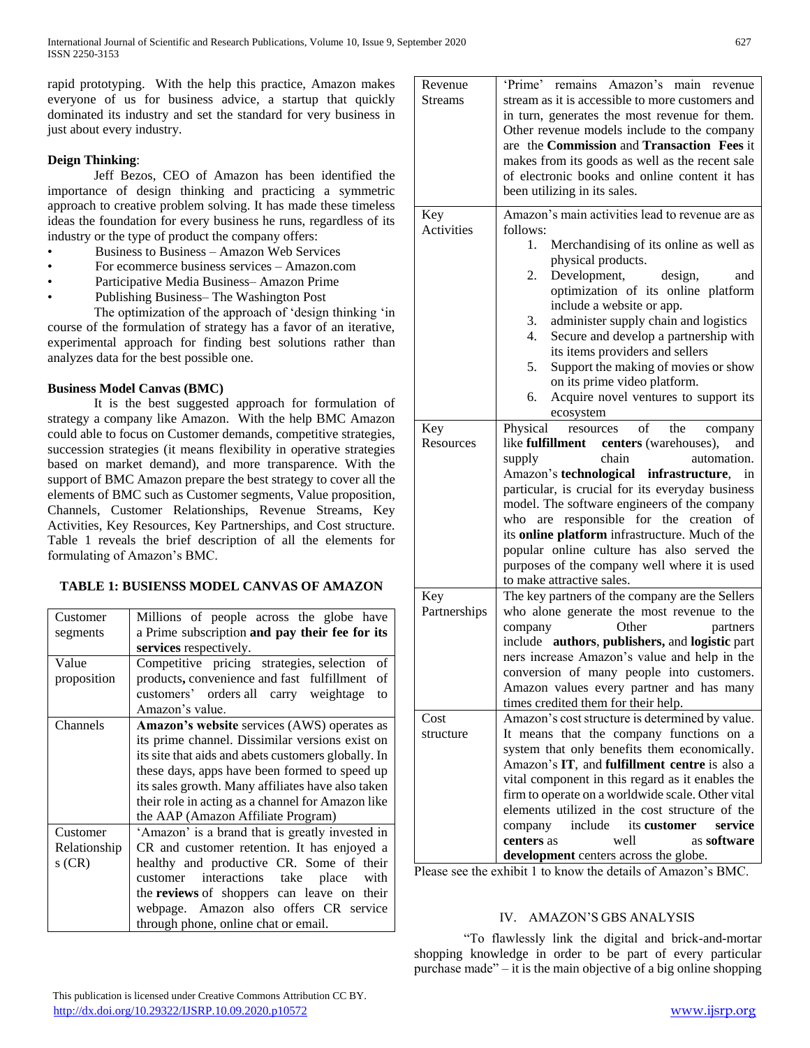rapid prototyping. With the help this practice, Amazon makes everyone of us for business advice, a startup that quickly dominated its industry and set the standard for very business in just about every industry.

**Deign Thinking**:

Jeff Bezos, CEO of Amazon has been identified the importance of design thinking and practicing a symmetric approach to creative problem solving. It has made these timeless ideas the foundation for every business he runs, regardless of its industry or the type of product the company offers:

- Business to Business – Amazon Web Services
- For ecommerce business services – Amazon.com
- Participative Media Business– Amazon Prime
- Publishing Business– The Washington Post

The optimization of the approach of 'design thinking 'in course of the formulation of strategy has a favor of an iterative, experimental approach for finding best solutions rather than analyzes data for the best possible one.

**Business Model Canvas (BMC)**

It is the best suggested approach for formulation of strategy a company like Amazon. With the help BMC Amazon could able to focus on Customer demands, competitive strategies, succession strategies (it means flexibility in operative strategies based on market demand), and more transparence. With the support of BMC Amazon prepare the best strategy to cover all the elements of BMC such as Customer segments, Value proposition, Channels, Customer Relationships, Revenue Streams, Key Activities, Key Resources, Key Partnerships, and Cost structure. Table 1 reveals the brief description of all the elements for formulating of Amazon's BMC.

**TABLE 1: BUSIENSS MODEL CANVAS OF AMAZON**

| | |
|---|---|
| Customer segments | Millions of people across the globe have a Prime subscription **and pay their fee for its services** respectively. |
| Value proposition | Competitive pricing strategies, selection of products**,** convenience and fast fulfillment of customers' orders all carry weightage to Amazon's value. |
| Channels | **Amazon's website** services (AWS) operates as its prime channel. Dissimilar versions exist on its site that aids and abets customers globally. In these days, apps have been formed to speed up its sales growth. Many affiliates have also taken their role in acting as a channel for Amazon like the AAP (Amazon Affiliate Program) |
| Customer Relationships (CR) | 'Amazon' is a brand that is greatly invested in CR and customer retention. It has enjoyed a healthy and productive CR. Some of their customer interactions take place with the **reviews** of shoppers can leave on their webpage. Amazon also offers CR service through phone, online chat or email. |
| Revenue Streams | 'Prime' remains Amazon's main revenue stream as it is accessible to more customers and in turn, generates the most revenue for them. Other revenue models include to the company are the **Commission** and **Transaction Fees** it makes from its goods as well as the recent sale of electronic books and online content it has been utilizing in its sales. |
| Key Activities | Amazon's main activities lead to revenue are as follows: 1. Merchandising of its online as well as physical products. 2. Development, design, and optimization of its online platform include a website or app. 3. administer supply chain and logistics 4. Secure and develop a partnership with its items providers and sellers 5. Support the making of movies or show on its prime video platform. 6. Acquire novel ventures to support its ecosystem |
| Key Resources | Physical resources of the company like **fulfillment centers** (warehouses), and supply chain automation. Amazon's **technological infrastructure**, in particular, is crucial for its everyday business model. The software engineers of the company who are responsible for the creation of its **online platform** infrastructure. Much of the popular online culture has also served the purposes of the company well where it is used to make attractive sales. |
| Key Partnerships | The key partners of the company are the Sellers who alone generate the most revenue to the company Other partners include **authors**, **publishers,** and **logistic** partners increase Amazon's value and help in the conversion of many people into customers. Amazon values every partner and has many times credited them for their help. |
| Cost structure | Amazon's cost structure is determined by value. It means that the company functions on a system that only benefits them economically. Amazon's **IT**, and **fulfillment centre** is also a vital component in this regard as it enables the firm to operate on a worldwide scale. Other vital elements utilized in the cost structure of the company include its **customer service centers** as well as **software development** centers across the globe. |

Please see the exhibit 1 to know the details of Amazon's BMC.

## IV. AMAZON'S GBS ANALYSIS

"To flawlessly link the digital and brick-and-mortar shopping knowledge in order to be part of every particular purchase made" – it is the main objective of a big online shopping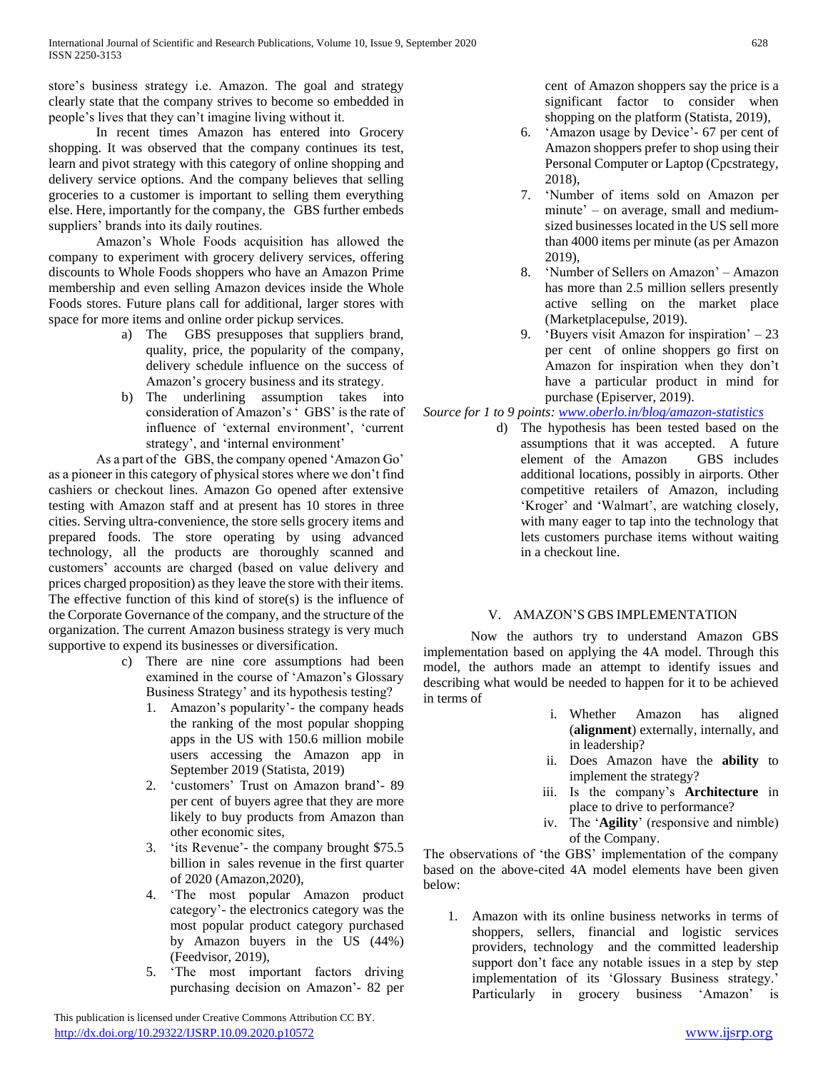store's business strategy i.e. Amazon. The goal and strategy clearly state that the company strives to become so embedded in people's lives that they can't imagine living without it.

In recent times Amazon has entered into Grocery shopping. It was observed that the company continues its test, learn and pivot strategy with this category of online shopping and delivery service options. And the company believes that selling groceries to a customer is important to selling them everything else. Here, importantly for the company, the GBS further embeds suppliers' brands into its daily routines.

Amazon's Whole Foods acquisition has allowed the company to experiment with grocery delivery services, offering discounts to Whole Foods shoppers who have an Amazon Prime membership and even selling Amazon devices inside the Whole Foods stores. Future plans call for additional, larger stores with space for more items and online order pickup services.

a) The GBS presupposes that suppliers brand, quality, price, the popularity of the company, delivery schedule influence on the success of Amazon's grocery business and its strategy.

b) The underlining assumption takes into consideration of Amazon's ' GBS' is the rate of influence of 'external environment', 'current strategy', and 'internal environment'

As a part of the GBS, the company opened 'Amazon Go' as a pioneer in this category of physical stores where we don't find cashiers or checkout lines. Amazon Go opened after extensive testing with Amazon staff and at present has 10 stores in three cities. Serving ultra-convenience, the store sells grocery items and prepared foods. The store operating by using advanced technology, all the products are thoroughly scanned and customers' accounts are charged (based on value delivery and prices charged proposition) as they leave the store with their items. The effective function of this kind of store(s) is the influence of the Corporate Governance of the company, and the structure of the organization. The current Amazon business strategy is very much supportive to expend its businesses or diversification.

c) There are nine core assumptions had been examined in the course of 'Amazon's Glossary Business Strategy' and its hypothesis testing?

1. Amazon's popularity'- the company heads the ranking of the most popular shopping apps in the US with 150.6 million mobile users accessing the Amazon app in September 2019 (Statista, 2019)
2. 'customers' Trust on Amazon brand'- 89 per cent of buyers agree that they are more likely to buy products from Amazon than other economic sites,
3. 'its Revenue'- the company brought $75.5 billion in sales revenue in the first quarter of 2020 (Amazon,2020),
4. 'The most popular Amazon product category'- the electronics category was the most popular product category purchased by Amazon buyers in the US (44%) (Feedvisor, 2019),
5. 'The most important factors driving purchasing decision on Amazon'- 82 per cent of Amazon shoppers say the price is a significant factor to consider when shopping on the platform (Statista, 2019),
6. 'Amazon usage by Device'- 67 per cent of Amazon shoppers prefer to shop using their Personal Computer or Laptop (Cpcstrategy, 2018),
7. 'Number of items sold on Amazon per minute' – on average, small and medium-sized businesses located in the US sell more than 4000 items per minute (as per Amazon 2019),
8. 'Number of Sellers on Amazon' – Amazon has more than 2.5 million sellers presently active selling on the market place (Marketplacepulse, 2019).
9. 'Buyers visit Amazon for inspiration' – 23 per cent of online shoppers go first on Amazon for inspiration when they don't have a particular product in mind for purchase (Episerver, 2019).

*Source for 1 to 9 points: www.oberlo.in/blog/amazon-statistics*

d) The hypothesis has been tested based on the assumptions that it was accepted. A future element of the Amazon GBS includes additional locations, possibly in airports. Other competitive retailers of Amazon, including 'Kroger' and 'Walmart', are watching closely, with many eager to tap into the technology that lets customers purchase items without waiting in a checkout line.

## V. AMAZON'S GBS IMPLEMENTATION

Now the authors try to understand Amazon GBS implementation based on applying the 4A model. Through this model, the authors made an attempt to identify issues and describing what would be needed to happen for it to be achieved in terms of

i. Whether Amazon has aligned (**alignment**) externally, internally, and in leadership?
ii. Does Amazon have the **ability** to implement the strategy?
iii. Is the company's **Architecture** in place to drive to performance?
iv. The '**Agility**' (responsive and nimble) of the Company.

The observations of 'the GBS' implementation of the company based on the above-cited 4A model elements have been given below:

1. Amazon with its online business networks in terms of shoppers, sellers, financial and logistic services providers, technology and the committed leadership support don't face any notable issues in a step by step implementation of its 'Glossary Business strategy.' Particularly in grocery business 'Amazon' is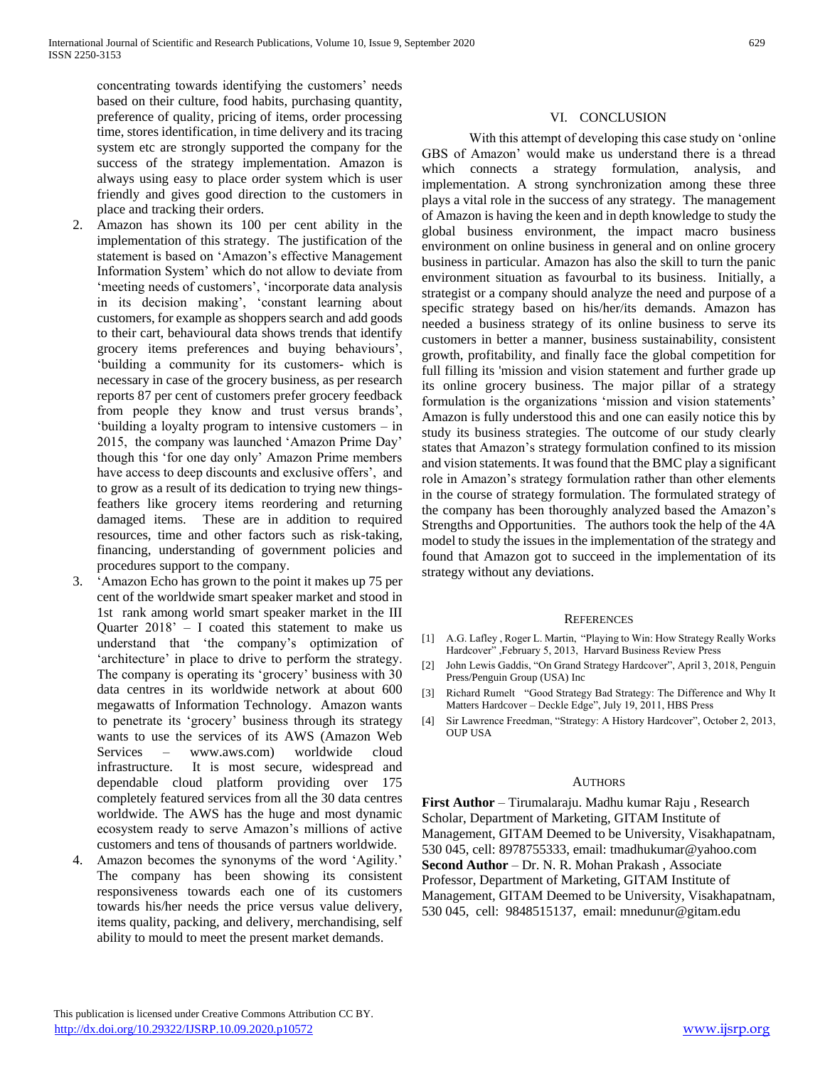concentrating towards identifying the customers' needs based on their culture, food habits, purchasing quantity, preference of quality, pricing of items, order processing time, stores identification, in time delivery and its tracing system etc are strongly supported the company for the success of the strategy implementation. Amazon is always using easy to place order system which is user friendly and gives good direction to the customers in place and tracking their orders.

2. Amazon has shown its 100 per cent ability in the implementation of this strategy. The justification of the statement is based on 'Amazon's effective Management Information System' which do not allow to deviate from 'meeting needs of customers', 'incorporate data analysis in its decision making', 'constant learning about customers, for example as shoppers search and add goods to their cart, behavioural data shows trends that identify grocery items preferences and buying behaviours', 'building a community for its customers- which is necessary in case of the grocery business, as per research reports 87 per cent of customers prefer grocery feedback from people they know and trust versus brands', 'building a loyalty program to intensive customers – in 2015, the company was launched 'Amazon Prime Day' though this 'for one day only' Amazon Prime members have access to deep discounts and exclusive offers', and to grow as a result of its dedication to trying new things- feathers like grocery items reordering and returning damaged items. These are in addition to required resources, time and other factors such as risk-taking, financing, understanding of government policies and procedures support to the company.
3. 'Amazon Echo has grown to the point it makes up 75 per cent of the worldwide smart speaker market and stood in 1st rank among world smart speaker market in the III Quarter 2018' – I coated this statement to make us understand that 'the company's optimization of 'architecture' in place to drive to perform the strategy. The company is operating its 'grocery' business with 30 data centres in its worldwide network at about 600 megawatts of Information Technology. Amazon wants to penetrate its 'grocery' business through its strategy wants to use the services of its AWS (Amazon Web Services – www.aws.com) worldwide cloud infrastructure. It is most secure, widespread and dependable cloud platform providing over 175 completely featured services from all the 30 data centres worldwide. The AWS has the huge and most dynamic ecosystem ready to serve Amazon's millions of active customers and tens of thousands of partners worldwide.
4. Amazon becomes the synonyms of the word 'Agility.' The company has been showing its consistent responsiveness towards each one of its customers towards his/her needs the price versus value delivery, items quality, packing, and delivery, merchandising, self ability to mould to meet the present market demands.

## VI. Conclusion

With this attempt of developing this case study on 'online GBS of Amazon' would make us understand there is a thread which connects a strategy formulation, analysis, and implementation. A strong synchronization among these three plays a vital role in the success of any strategy. The management of Amazon is having the keen and in depth knowledge to study the global business environment, the impact macro business environment on online business in general and on online grocery business in particular. Amazon has also the skill to turn the panic environment situation as favourbal to its business. Initially, a strategist or a company should analyze the need and purpose of a specific strategy based on his/her/its demands. Amazon has needed a business strategy of its online business to serve its customers in better a manner, business sustainability, consistent growth, profitability, and finally face the global competition for full filling its 'mission and vision statement and further grade up its online grocery business. The major pillar of a strategy formulation is the organizations 'mission and vision statements' Amazon is fully understood this and one can easily notice this by study its business strategies. The outcome of our study clearly states that Amazon's strategy formulation confined to its mission and vision statements. It was found that the BMC play a significant role in Amazon's strategy formulation rather than other elements in the course of strategy formulation. The formulated strategy of the company has been thoroughly analyzed based the Amazon's Strengths and Opportunities. The authors took the help of the 4A model to study the issues in the implementation of the strategy and found that Amazon got to succeed in the implementation of its strategy without any deviations.

## References

[1] A.G. Lafley , Roger L. Martin, "Playing to Win: How Strategy Really Works Hardcover" ,February 5, 2013, Harvard Business Review Press

[2] John Lewis Gaddis, "On Grand Strategy Hardcover", April 3, 2018, Penguin Press/Penguin Group (USA) Inc

[3] Richard Rumelt "Good Strategy Bad Strategy: The Difference and Why It Matters Hardcover – Deckle Edge", July 19, 2011, HBS Press

[4] Sir Lawrence Freedman, "Strategy: A History Hardcover", October 2, 2013, OUP USA

## Authors

**First Author** – Tirumalaraju. Madhu kumar Raju , Research Scholar, Department of Marketing, GITAM Institute of Management, GITAM Deemed to be University, Visakhapatnam, 530 045, cell: 8978755333, email: tmadhukumar@yahoo.com

**Second Author** – Dr. N. R. Mohan Prakash , Associate Professor, Department of Marketing, GITAM Institute of Management, GITAM Deemed to be University, Visakhapatnam, 530 045, cell: 9848515137, email: mnedunur@gitam.edu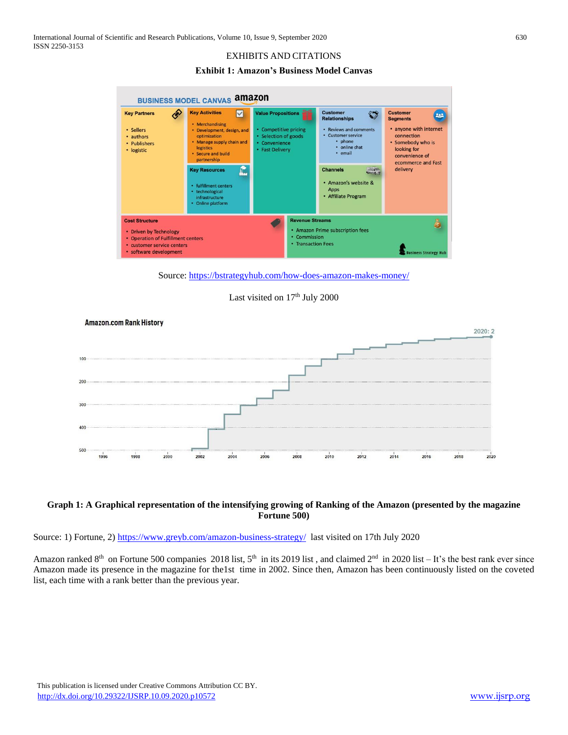EXHIBITS AND CITATIONS

**Exhibit 1: Amazon's Business Model Canvas**

**BUSINESS MODEL CANVAS amazon**

| Key Partners | Key Activities | Value Propositions | Customer Relationships | Customer Segments |
|---|---|---|---|---|
| • Sellers<br>• authors<br>• Publishers<br>• logistic | • Merchandising<br>• Development, design, and optimization<br>• Manage supply chain and logistics<br>• Secure and build partnership | • Competitive pricing<br>• Selection of goods<br>• Convenience<br>• Fast Delivery | • Reviews and comments<br>• Customer service<br>  • phone<br>  • online chat<br>  • email | • anyone with internet connection<br>• Somebody who is looking for convenience of ecommerce and Fast delivery |
| | **Key Resources**<br>• fulfillment centers<br>• technological infrastructure<br>• Online platform | | **Channels**<br>• Amazon's website & Apps<br>• Affiliate Program | |

| Cost Structure | Revenue Streams |
|---|---|
| • Driven by Technology<br>• Operation of Fulfillment centers<br>• customer service centers<br>• software development | • Amazon Prime subscription fees<br>• Commission<br>• Transaction Fees |

Business Strategy Hub

Source: https://bstrategyhub.com/how-does-amazon-makes-money/

Last visited on 17th July 2000

**Amazon.com Rank History**

(Step chart: y-axis rank 100–500; x-axis years 1996–2020; Amazon enters near 500 in 2002 and rises steadily each year to "2020: 2")

**Graph 1: A Graphical representation of the intensifying growing of Ranking of the Amazon (presented by the magazine Fortune 500)**

Source: 1) Fortune, 2) https://www.greyb.com/amazon-business-strategy/ last visited on 17th July 2020

Amazon ranked 8th on Fortune 500 companies 2018 list, 5th in its 2019 list , and claimed 2nd in 2020 list – It's the best rank ever since Amazon made its presence in the magazine for the1st time in 2002. Since then, Amazon has been continuously listed on the coveted list, each time with a rank better than the previous year.